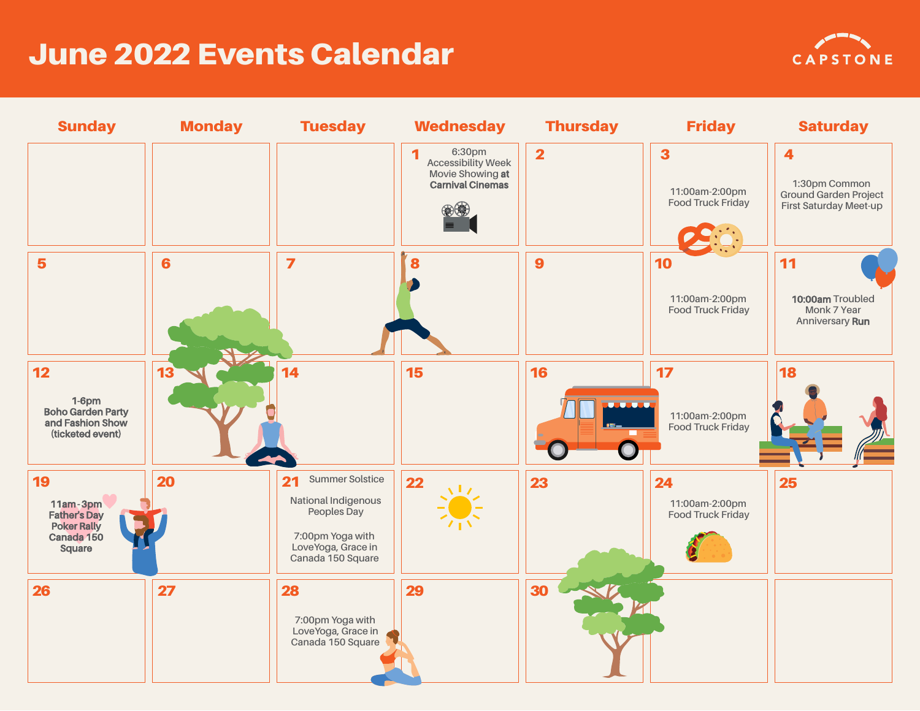# June 2022 Events Calendar

CAPSTONE

| Sunday | Monday | Tuesday | Wednesday | Thursday | Friday | Saturday |
|---|---|---|---|---|---|---|
| | | | 1 6:30pm Accessibility Week Movie Showing at Carnival Cinemas | 2 | 3 11:00am-2:00pm Food Truck Friday | 4 1:30pm Common Ground Garden Project First Saturday Meet-up |
| 5 | 6 | 7 | 8 | 9 | 10 11:00am-2:00pm Food Truck Friday | 11 10:00am Troubled Monk 7 Year Anniversary Run |
| 12 1-6pm Boho Garden Party and Fashion Show (ticketed event) | 13 | 14 | 15 | 16 | 17 11:00am-2:00pm Food Truck Friday | 18 |
| 19 11am-3pm Father's Day Poker Rally Canada 150 Square | 20 | 21 Summer Solstice<br><br>National Indigenous Peoples Day<br><br>7:00pm Yoga with LoveYoga, Grace in Canada 150 Square | 22 | 23 | 24 11:00am-2:00pm Food Truck Friday | 25 |
| 26 | 27 | 28 7:00pm Yoga with LoveYoga, Grace in Canada 150 Square | 29 | 30 | | |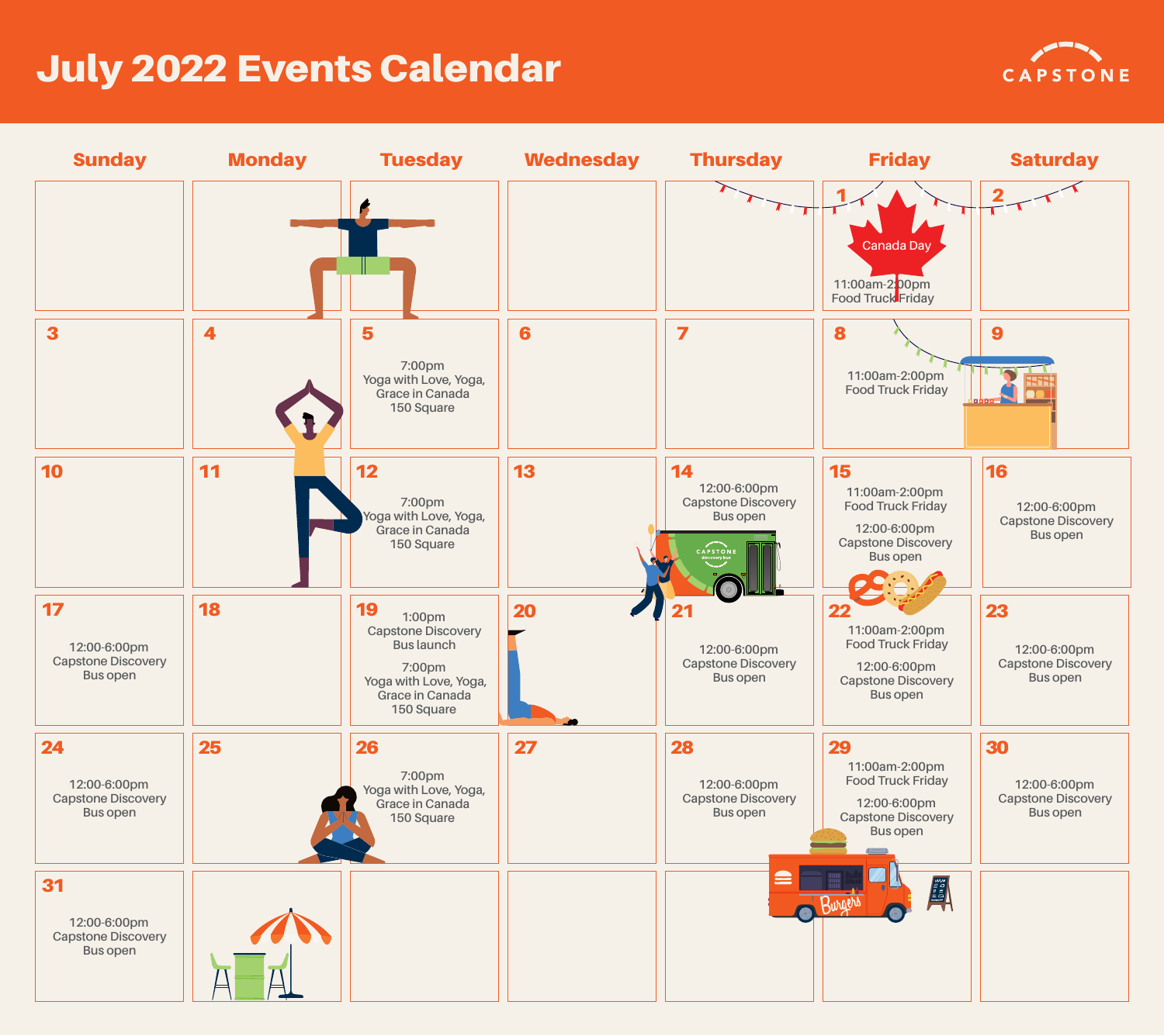# July 2022 Events Calendar

CAPSTONE

| Sunday | Monday | Tuesday | Wednesday | Thursday | Friday | Saturday |
|---|---|---|---|---|---|---|
| | | | | | 1 Canada Day 11:00am-2:00pm Food Truck Friday | 2 |
| 3 | 4 | 5 7:00pm Yoga with Love, Yoga, Grace in Canada 150 Square | 6 | 7 | 8 11:00am-2:00pm Food Truck Friday | 9 |
| 10 | 11 | 12 7:00pm Yoga with Love, Yoga, Grace in Canada 150 Square | 13 | 14 12:00-6:00pm Capstone Discovery Bus open | 15 11:00am-2:00pm Food Truck Friday 12:00-6:00pm Capstone Discovery Bus open | 16 12:00-6:00pm Capstone Discovery Bus open |
| 17 12:00-6:00pm Capstone Discovery Bus open | 18 | 19 1:00pm Capstone Discovery Bus launch 7:00pm Yoga with Love, Yoga, Grace in Canada 150 Square | 20 | 21 12:00-6:00pm Capstone Discovery Bus open | 22 11:00am-2:00pm Food Truck Friday 12:00-6:00pm Capstone Discovery Bus open | 23 12:00-6:00pm Capstone Discovery Bus open |
| 24 12:00-6:00pm Capstone Discovery Bus open | 25 | 26 7:00pm Yoga with Love, Yoga, Grace in Canada 150 Square | 27 | 28 12:00-6:00pm Capstone Discovery Bus open | 29 11:00am-2:00pm Food Truck Friday 12:00-6:00pm Capstone Discovery Bus open | 30 12:00-6:00pm Capstone Discovery Bus open |
| 31 12:00-6:00pm Capstone Discovery Bus open | | | | | | |